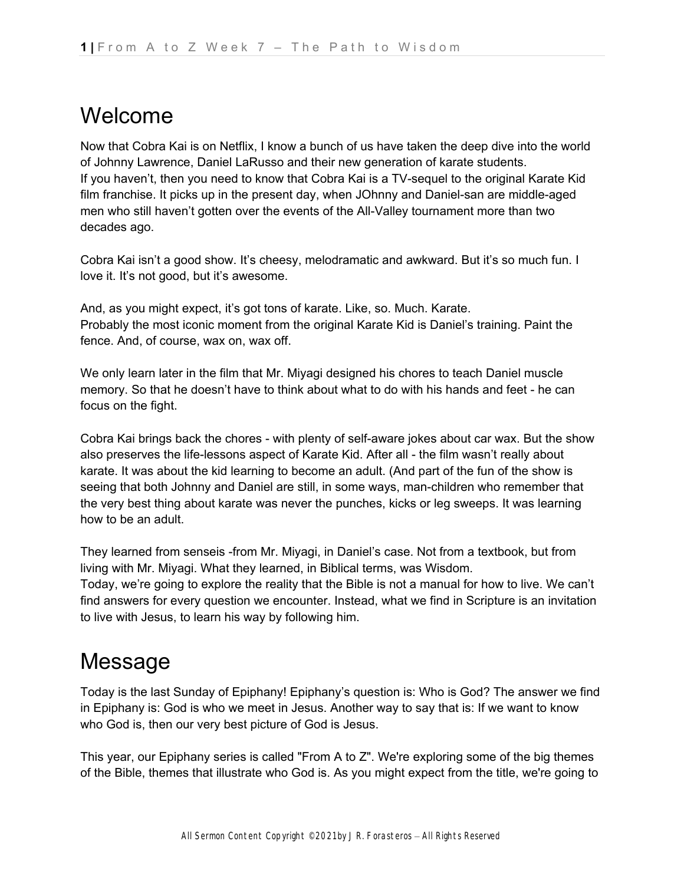# Welcome

Now that Cobra Kai is on Netflix, I know a bunch of us have taken the deep dive into the world of Johnny Lawrence, Daniel LaRusso and their new generation of karate students.
If you haven't, then you need to know that Cobra Kai is a TV-sequel to the original Karate Kid film franchise. It picks up in the present day, when JOhnny and Daniel-san are middle-aged men who still haven't gotten over the events of the All-Valley tournament more than two decades ago.

Cobra Kai isn't a good show. It's cheesy, melodramatic and awkward. But it's so much fun. I love it. It's not good, but it's awesome.

And, as you might expect, it's got tons of karate. Like, so. Much. Karate.
Probably the most iconic moment from the original Karate Kid is Daniel's training. Paint the fence. And, of course, wax on, wax off.

We only learn later in the film that Mr. Miyagi designed his chores to teach Daniel muscle memory. So that he doesn't have to think about what to do with his hands and feet - he can focus on the fight.

Cobra Kai brings back the chores - with plenty of self-aware jokes about car wax. But the show also preserves the life-lessons aspect of Karate Kid. After all - the film wasn't really about karate. It was about the kid learning to become an adult. (And part of the fun of the show is seeing that both Johnny and Daniel are still, in some ways, man-children who remember that the very best thing about karate was never the punches, kicks or leg sweeps. It was learning how to be an adult.

They learned from senseis -from Mr. Miyagi, in Daniel's case. Not from a textbook, but from living with Mr. Miyagi. What they learned, in Biblical terms, was Wisdom.
Today, we're going to explore the reality that the Bible is not a manual for how to live. We can't find answers for every question we encounter. Instead, what we find in Scripture is an invitation to live with Jesus, to learn his way by following him.

# Message

Today is the last Sunday of Epiphany! Epiphany's question is: Who is God? The answer we find in Epiphany is: God is who we meet in Jesus. Another way to say that is: If we want to know who God is, then our very best picture of God is Jesus.

This year, our Epiphany series is called "From A to Z". We're exploring some of the big themes of the Bible, themes that illustrate who God is. As you might expect from the title, we're going to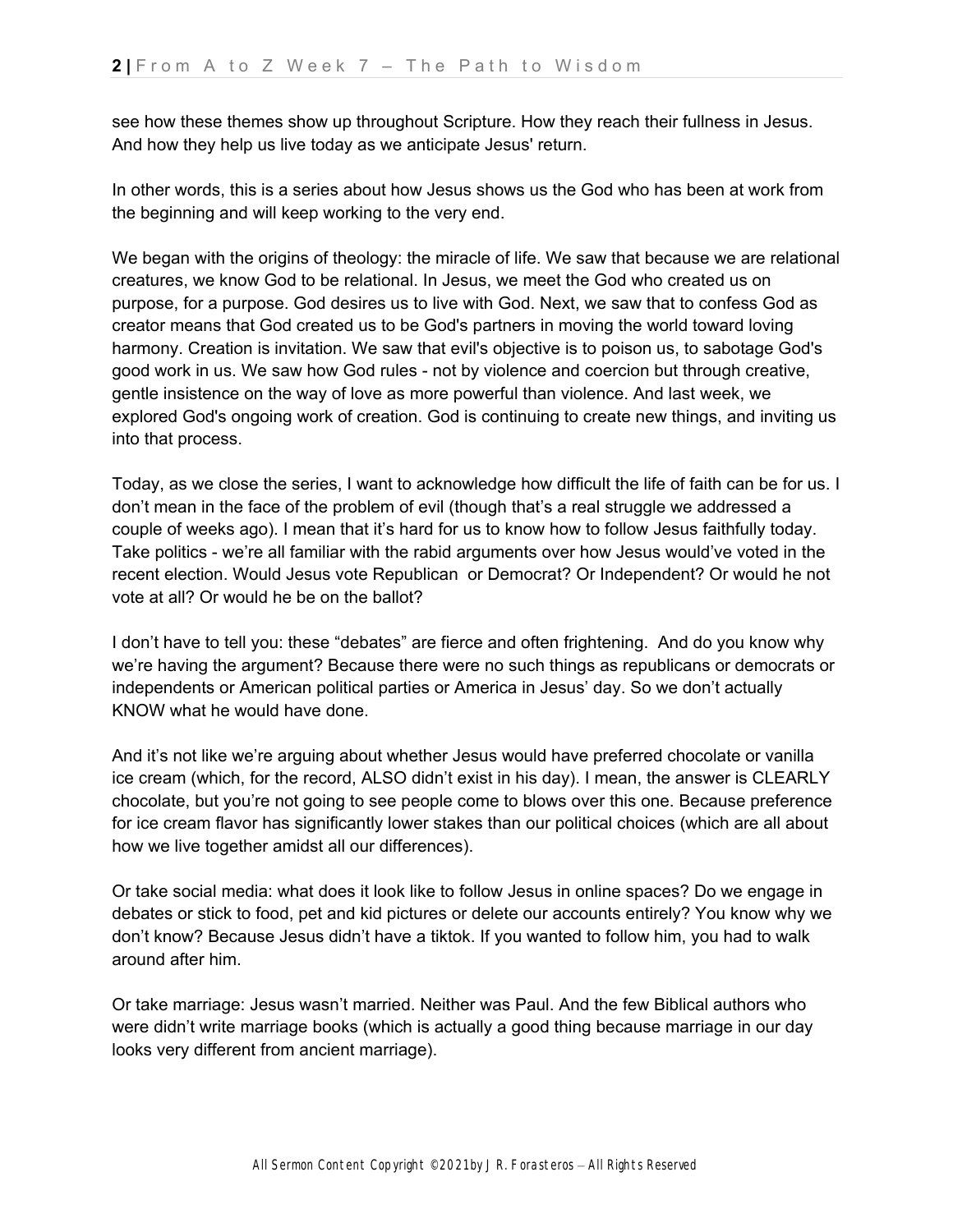see how these themes show up throughout Scripture. How they reach their fullness in Jesus. And how they help us live today as we anticipate Jesus' return.

In other words, this is a series about how Jesus shows us the God who has been at work from the beginning and will keep working to the very end.

We began with the origins of theology: the miracle of life. We saw that because we are relational creatures, we know God to be relational. In Jesus, we meet the God who created us on purpose, for a purpose. God desires us to live with God. Next, we saw that to confess God as creator means that God created us to be God's partners in moving the world toward loving harmony. Creation is invitation. We saw that evil's objective is to poison us, to sabotage God's good work in us. We saw how God rules - not by violence and coercion but through creative, gentle insistence on the way of love as more powerful than violence. And last week, we explored God's ongoing work of creation. God is continuing to create new things, and inviting us into that process.

Today, as we close the series, I want to acknowledge how difficult the life of faith can be for us. I don't mean in the face of the problem of evil (though that's a real struggle we addressed a couple of weeks ago). I mean that it's hard for us to know how to follow Jesus faithfully today. Take politics - we're all familiar with the rabid arguments over how Jesus would've voted in the recent election. Would Jesus vote Republican or Democrat? Or Independent? Or would he not vote at all? Or would he be on the ballot?

I don't have to tell you: these "debates" are fierce and often frightening. And do you know why we're having the argument? Because there were no such things as republicans or democrats or independents or American political parties or America in Jesus' day. So we don't actually KNOW what he would have done.

And it's not like we're arguing about whether Jesus would have preferred chocolate or vanilla ice cream (which, for the record, ALSO didn't exist in his day). I mean, the answer is CLEARLY chocolate, but you're not going to see people come to blows over this one. Because preference for ice cream flavor has significantly lower stakes than our political choices (which are all about how we live together amidst all our differences).

Or take social media: what does it look like to follow Jesus in online spaces? Do we engage in debates or stick to food, pet and kid pictures or delete our accounts entirely? You know why we don't know? Because Jesus didn't have a tiktok. If you wanted to follow him, you had to walk around after him.

Or take marriage: Jesus wasn't married. Neither was Paul. And the few Biblical authors who were didn't write marriage books (which is actually a good thing because marriage in our day looks very different from ancient marriage).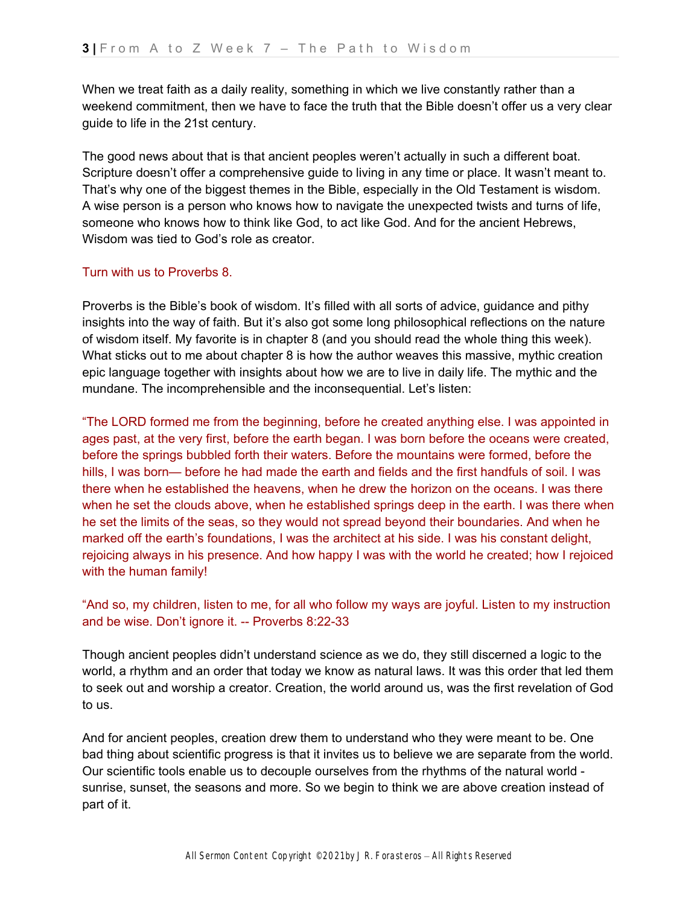When we treat faith as a daily reality, something in which we live constantly rather than a weekend commitment, then we have to face the truth that the Bible doesn't offer us a very clear guide to life in the 21st century.

The good news about that is that ancient peoples weren't actually in such a different boat. Scripture doesn't offer a comprehensive guide to living in any time or place. It wasn't meant to. That's why one of the biggest themes in the Bible, especially in the Old Testament is wisdom. A wise person is a person who knows how to navigate the unexpected twists and turns of life, someone who knows how to think like God, to act like God. And for the ancient Hebrews, Wisdom was tied to God's role as creator.

Turn with us to Proverbs 8.

Proverbs is the Bible's book of wisdom. It's filled with all sorts of advice, guidance and pithy insights into the way of faith. But it's also got some long philosophical reflections on the nature of wisdom itself. My favorite is in chapter 8 (and you should read the whole thing this week). What sticks out to me about chapter 8 is how the author weaves this massive, mythic creation epic language together with insights about how we are to live in daily life. The mythic and the mundane. The incomprehensible and the inconsequential. Let's listen:

"The LORD formed me from the beginning, before he created anything else. I was appointed in ages past, at the very first, before the earth began. I was born before the oceans were created, before the springs bubbled forth their waters. Before the mountains were formed, before the hills, I was born— before he had made the earth and fields and the first handfuls of soil. I was there when he established the heavens, when he drew the horizon on the oceans. I was there when he set the clouds above, when he established springs deep in the earth. I was there when he set the limits of the seas, so they would not spread beyond their boundaries. And when he marked off the earth's foundations, I was the architect at his side. I was his constant delight, rejoicing always in his presence. And how happy I was with the world he created; how I rejoiced with the human family!

"And so, my children, listen to me, for all who follow my ways are joyful. Listen to my instruction and be wise. Don't ignore it. -- Proverbs 8:22-33

Though ancient peoples didn't understand science as we do, they still discerned a logic to the world, a rhythm and an order that today we know as natural laws. It was this order that led them to seek out and worship a creator. Creation, the world around us, was the first revelation of God to us.

And for ancient peoples, creation drew them to understand who they were meant to be. One bad thing about scientific progress is that it invites us to believe we are separate from the world. Our scientific tools enable us to decouple ourselves from the rhythms of the natural world - sunrise, sunset, the seasons and more. So we begin to think we are above creation instead of part of it.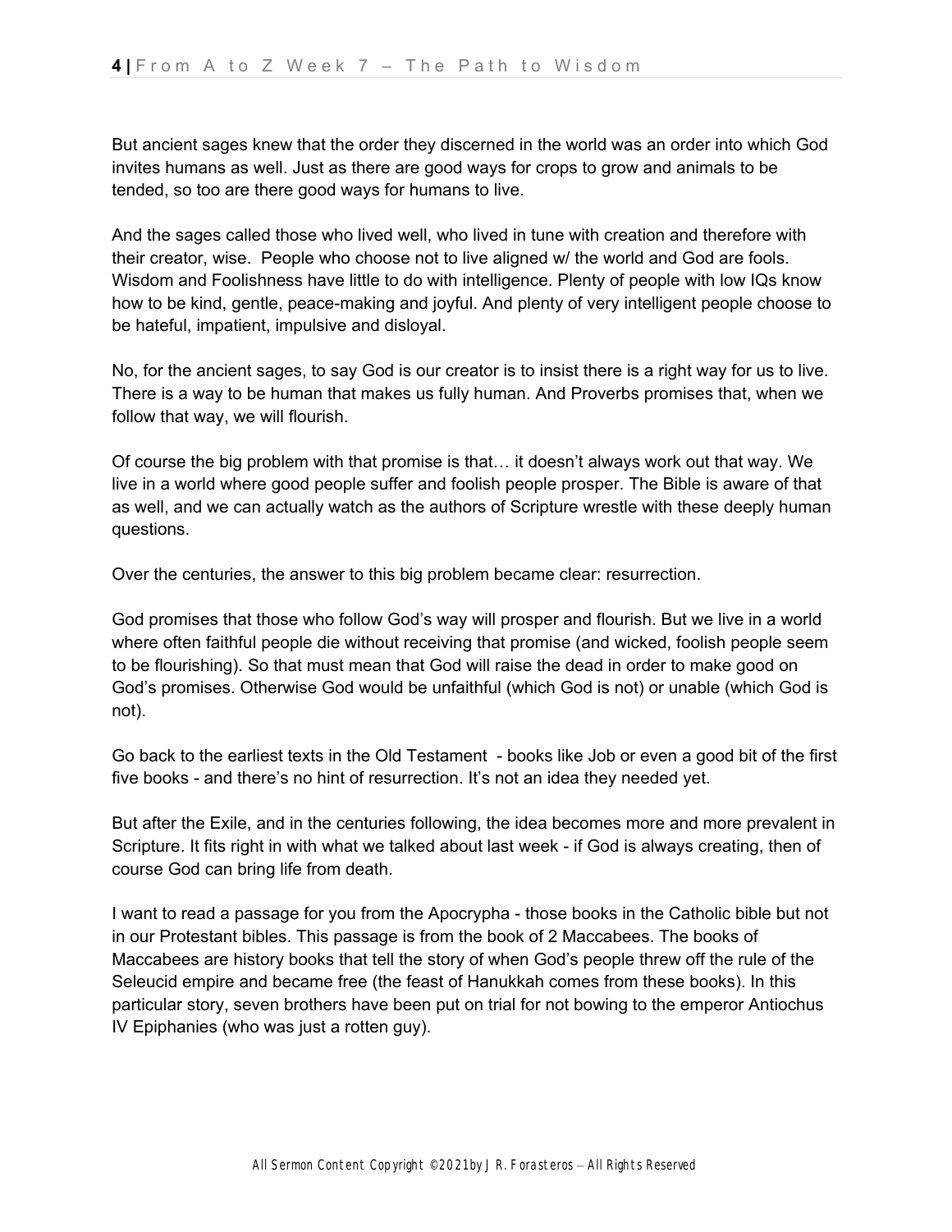But ancient sages knew that the order they discerned in the world was an order into which God invites humans as well. Just as there are good ways for crops to grow and animals to be tended, so too are there good ways for humans to live.

And the sages called those who lived well, who lived in tune with creation and therefore with their creator, wise. People who choose not to live aligned w/ the world and God are fools. Wisdom and Foolishness have little to do with intelligence. Plenty of people with low IQs know how to be kind, gentle, peace-making and joyful. And plenty of very intelligent people choose to be hateful, impatient, impulsive and disloyal.

No, for the ancient sages, to say God is our creator is to insist there is a right way for us to live. There is a way to be human that makes us fully human. And Proverbs promises that, when we follow that way, we will flourish.

Of course the big problem with that promise is that… it doesn't always work out that way. We live in a world where good people suffer and foolish people prosper. The Bible is aware of that as well, and we can actually watch as the authors of Scripture wrestle with these deeply human questions.

Over the centuries, the answer to this big problem became clear: resurrection.

God promises that those who follow God's way will prosper and flourish. But we live in a world where often faithful people die without receiving that promise (and wicked, foolish people seem to be flourishing). So that must mean that God will raise the dead in order to make good on God's promises. Otherwise God would be unfaithful (which God is not) or unable (which God is not).

Go back to the earliest texts in the Old Testament - books like Job or even a good bit of the first five books - and there's no hint of resurrection. It's not an idea they needed yet.

But after the Exile, and in the centuries following, the idea becomes more and more prevalent in Scripture. It fits right in with what we talked about last week - if God is always creating, then of course God can bring life from death.

I want to read a passage for you from the Apocrypha - those books in the Catholic bible but not in our Protestant bibles. This passage is from the book of 2 Maccabees. The books of Maccabees are history books that tell the story of when God's people threw off the rule of the Seleucid empire and became free (the feast of Hanukkah comes from these books). In this particular story, seven brothers have been put on trial for not bowing to the emperor Antiochus IV Epiphanies (who was just a rotten guy).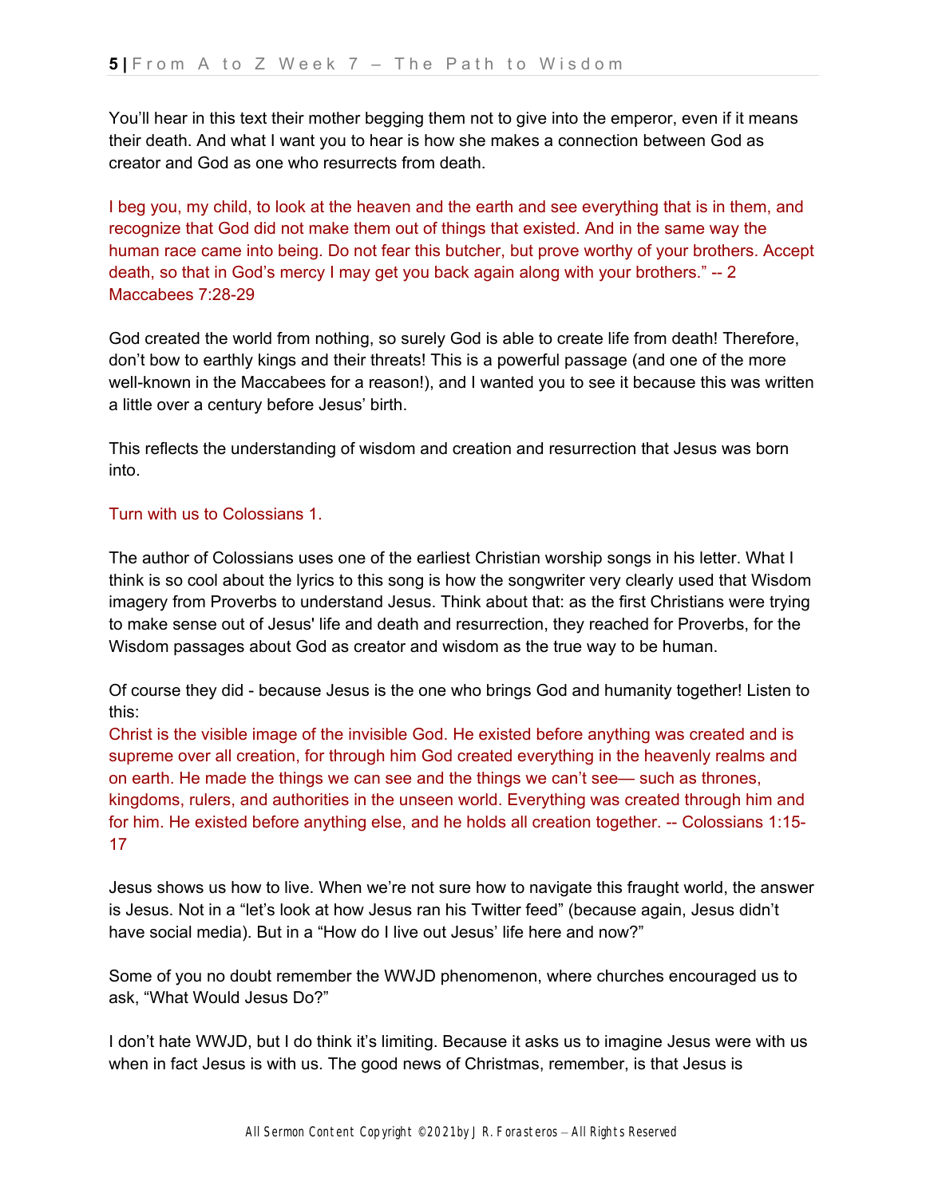You'll hear in this text their mother begging them not to give into the emperor, even if it means their death. And what I want you to hear is how she makes a connection between God as creator and God as one who resurrects from death.

I beg you, my child, to look at the heaven and the earth and see everything that is in them, and recognize that God did not make them out of things that existed. And in the same way the human race came into being. Do not fear this butcher, but prove worthy of your brothers. Accept death, so that in God's mercy I may get you back again along with your brothers." -- 2 Maccabees 7:28-29

God created the world from nothing, so surely God is able to create life from death! Therefore, don't bow to earthly kings and their threats! This is a powerful passage (and one of the more well-known in the Maccabees for a reason!), and I wanted you to see it because this was written a little over a century before Jesus' birth.

This reflects the understanding of wisdom and creation and resurrection that Jesus was born into.

Turn with us to Colossians 1.

The author of Colossians uses one of the earliest Christian worship songs in his letter. What I think is so cool about the lyrics to this song is how the songwriter very clearly used that Wisdom imagery from Proverbs to understand Jesus. Think about that: as the first Christians were trying to make sense out of Jesus' life and death and resurrection, they reached for Proverbs, for the Wisdom passages about God as creator and wisdom as the true way to be human.

Of course they did - because Jesus is the one who brings God and humanity together! Listen to this:

Christ is the visible image of the invisible God. He existed before anything was created and is supreme over all creation, for through him God created everything in the heavenly realms and on earth. He made the things we can see and the things we can't see— such as thrones, kingdoms, rulers, and authorities in the unseen world. Everything was created through him and for him. He existed before anything else, and he holds all creation together. -- Colossians 1:15-17

Jesus shows us how to live. When we're not sure how to navigate this fraught world, the answer is Jesus. Not in a "let's look at how Jesus ran his Twitter feed" (because again, Jesus didn't have social media). But in a "How do I live out Jesus' life here and now?"

Some of you no doubt remember the WWJD phenomenon, where churches encouraged us to ask, "What Would Jesus Do?"

I don't hate WWJD, but I do think it's limiting. Because it asks us to imagine Jesus were with us when in fact Jesus is with us. The good news of Christmas, remember, is that Jesus is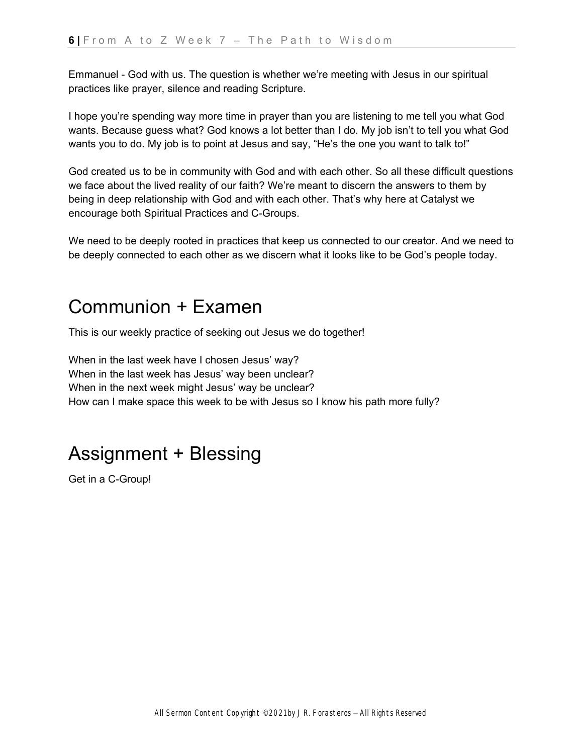Emmanuel - God with us. The question is whether we're meeting with Jesus in our spiritual practices like prayer, silence and reading Scripture.

I hope you're spending way more time in prayer than you are listening to me tell you what God wants. Because guess what? God knows a lot better than I do. My job isn't to tell you what God wants you to do. My job is to point at Jesus and say, "He's the one you want to talk to!"

God created us to be in community with God and with each other. So all these difficult questions we face about the lived reality of our faith? We're meant to discern the answers to them by being in deep relationship with God and with each other. That's why here at Catalyst we encourage both Spiritual Practices and C-Groups.

We need to be deeply rooted in practices that keep us connected to our creator. And we need to be deeply connected to each other as we discern what it looks like to be God's people today.

# Communion + Examen

This is our weekly practice of seeking out Jesus we do together!

When in the last week have I chosen Jesus' way?
When in the last week has Jesus' way been unclear?
When in the next week might Jesus' way be unclear?
How can I make space this week to be with Jesus so I know his path more fully?

# Assignment + Blessing

Get in a C-Group!